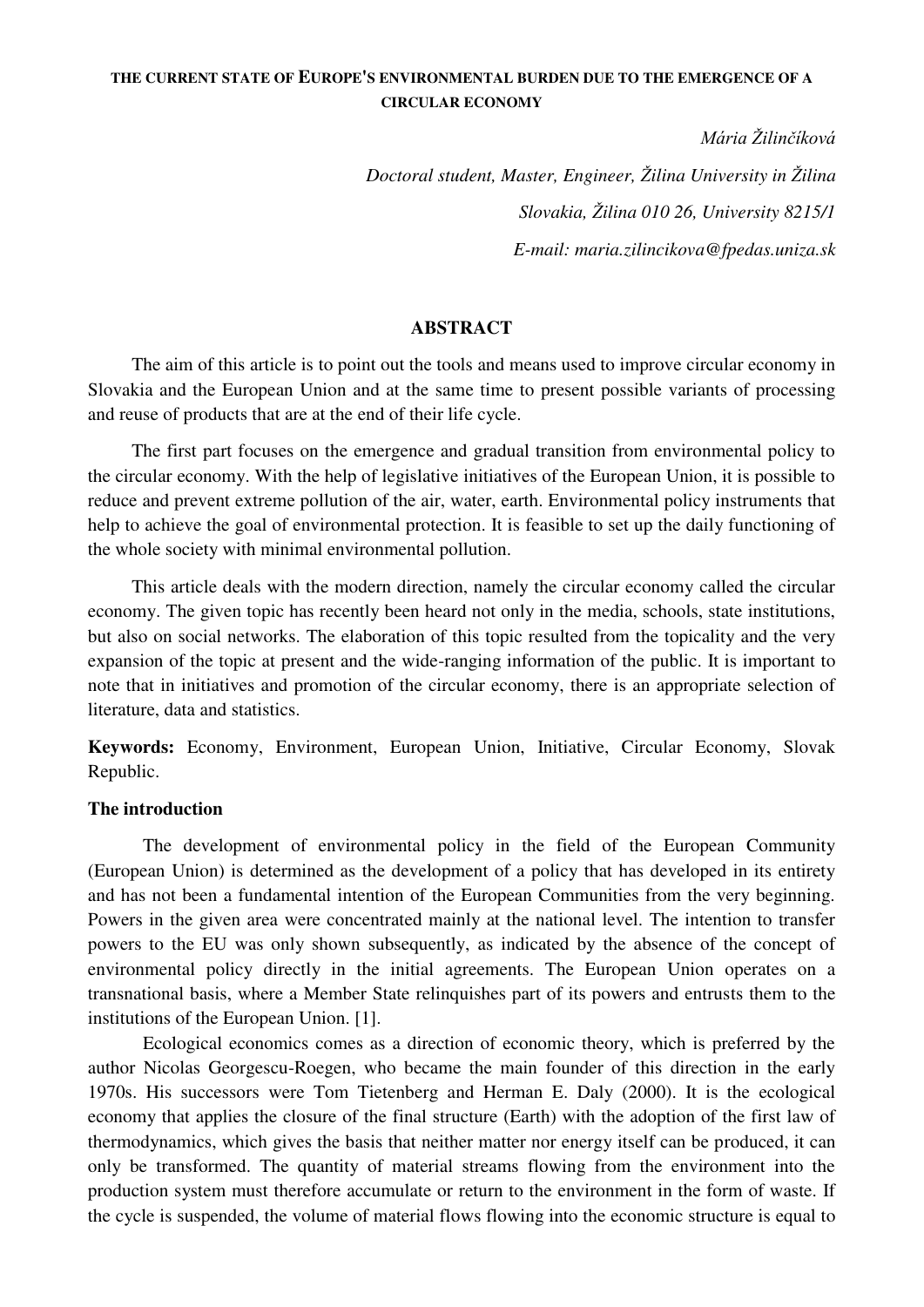**THE CURRENT STATE OF EUROPE'S ENVIRONMENTAL BURDEN DUE TO THE EMERGENCE OF A CIRCULAR ECONOMY**

*Mária Žilinčíková*

*Doctoral student, Master, Engineer, Žilina University in Žilina*

*Slovakia, Žilina 010 26, University 8215/1*

*E-mail: maria.zilincikova@fpedas.uniza.sk*

## ABSTRACT

The aim of this article is to point out the tools and means used to improve circular economy in Slovakia and the European Union and at the same time to present possible variants of processing and reuse of products that are at the end of their life cycle.

The first part focuses on the emergence and gradual transition from environmental policy to the circular economy. With the help of legislative initiatives of the European Union, it is possible to reduce and prevent extreme pollution of the air, water, earth. Environmental policy instruments that help to achieve the goal of environmental protection. It is feasible to set up the daily functioning of the whole society with minimal environmental pollution.

This article deals with the modern direction, namely the circular economy called the circular economy. The given topic has recently been heard not only in the media, schools, state institutions, but also on social networks. The elaboration of this topic resulted from the topicality and the very expansion of the topic at present and the wide-ranging information of the public. It is important to note that in initiatives and promotion of the circular economy, there is an appropriate selection of literature, data and statistics.

**Keywords:** Economy, Environment, European Union, Initiative, Circular Economy, Slovak Republic.

## The introduction

The development of environmental policy in the field of the European Community (European Union) is determined as the development of a policy that has developed in its entirety and has not been a fundamental intention of the European Communities from the very beginning. Powers in the given area were concentrated mainly at the national level. The intention to transfer powers to the EU was only shown subsequently, as indicated by the absence of the concept of environmental policy directly in the initial agreements. The European Union operates on a transnational basis, where a Member State relinquishes part of its powers and entrusts them to the institutions of the European Union. [1].

Ecological economics comes as a direction of economic theory, which is preferred by the author Nicolas Georgescu-Roegen, who became the main founder of this direction in the early 1970s. His successors were Tom Tietenberg and Herman E. Daly (2000). It is the ecological economy that applies the closure of the final structure (Earth) with the adoption of the first law of thermodynamics, which gives the basis that neither matter nor energy itself can be produced, it can only be transformed. The quantity of material streams flowing from the environment into the production system must therefore accumulate or return to the environment in the form of waste. If the cycle is suspended, the volume of material flows flowing into the economic structure is equal to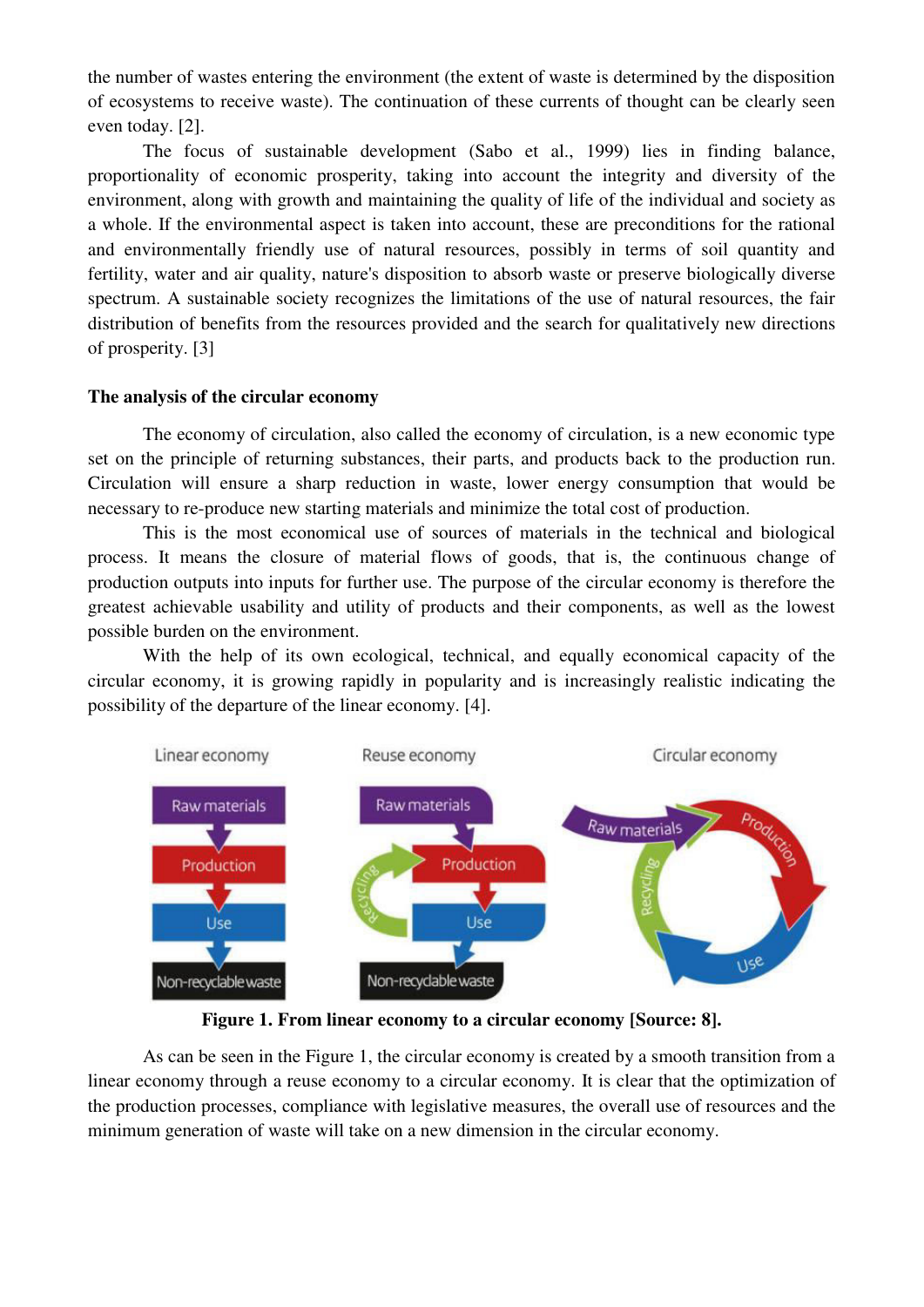the number of wastes entering the environment (the extent of waste is determined by the disposition of ecosystems to receive waste). The continuation of these currents of thought can be clearly seen even today. [2].

The focus of sustainable development (Sabo et al., 1999) lies in finding balance, proportionality of economic prosperity, taking into account the integrity and diversity of the environment, along with growth and maintaining the quality of life of the individual and society as a whole. If the environmental aspect is taken into account, these are preconditions for the rational and environmentally friendly use of natural resources, possibly in terms of soil quantity and fertility, water and air quality, nature's disposition to absorb waste or preserve biologically diverse spectrum. A sustainable society recognizes the limitations of the use of natural resources, the fair distribution of benefits from the resources provided and the search for qualitatively new directions of prosperity. [3]

### The analysis of the circular economy

The economy of circulation, also called the economy of circulation, is a new economic type set on the principle of returning substances, their parts, and products back to the production run. Circulation will ensure a sharp reduction in waste, lower energy consumption that would be necessary to re-produce new starting materials and minimize the total cost of production.

This is the most economical use of sources of materials in the technical and biological process. It means the closure of material flows of goods, that is, the continuous change of production outputs into inputs for further use. The purpose of the circular economy is therefore the greatest achievable usability and utility of products and their components, as well as the lowest possible burden on the environment.

With the help of its own ecological, technical, and equally economical capacity of the circular economy, it is growing rapidly in popularity and is increasingly realistic indicating the possibility of the departure of the linear economy. [4].

**Figure 1. From linear economy to a circular economy [Source: 8].**

As can be seen in the Figure 1, the circular economy is created by a smooth transition from a linear economy through a reuse economy to a circular economy. It is clear that the optimization of the production processes, compliance with legislative measures, the overall use of resources and the minimum generation of waste will take on a new dimension in the circular economy.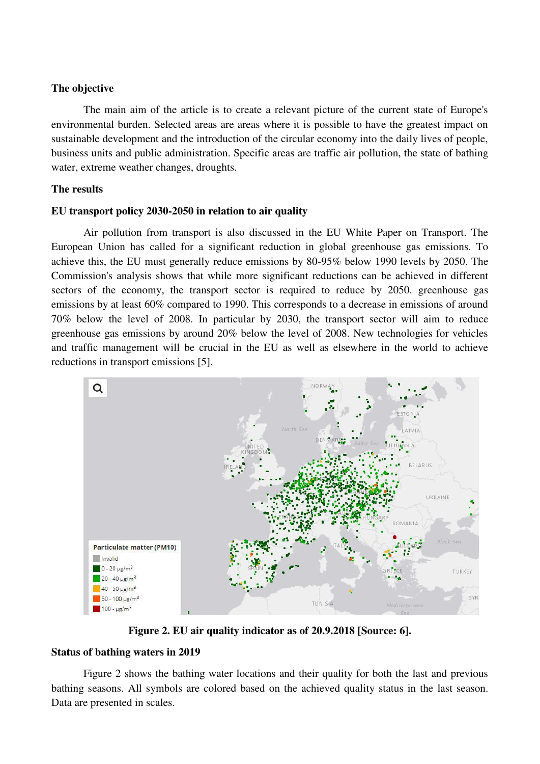**The objective**

The main aim of the article is to create a relevant picture of the current state of Europe's environmental burden. Selected areas are areas where it is possible to have the greatest impact on sustainable development and the introduction of the circular economy into the daily lives of people, business units and public administration. Specific areas are traffic air pollution, the state of bathing water, extreme weather changes, droughts.

**The results**

**EU transport policy 2030-2050 in relation to air quality**

Air pollution from transport is also discussed in the EU White Paper on Transport. The European Union has called for a significant reduction in global greenhouse gas emissions. To achieve this, the EU must generally reduce emissions by 80-95% below 1990 levels by 2050. The Commission's analysis shows that while more significant reductions can be achieved in different sectors of the economy, the transport sector is required to reduce by 2050. greenhouse gas emissions by at least 60% compared to 1990. This corresponds to a decrease in emissions of around 70% below the level of 2008. In particular by 2030, the transport sector will aim to reduce greenhouse gas emissions by around 20% below the level of 2008. New technologies for vehicles and traffic management will be crucial in the EU as well as elsewhere in the world to achieve reductions in transport emissions [5].

**Figure 2. EU air quality indicator as of 20.9.2018 [Source: 6].**

**Status of bathing waters in 2019**

Figure 2 shows the bathing water locations and their quality for both the last and previous bathing seasons. All symbols are colored based on the achieved quality status in the last season. Data are presented in scales.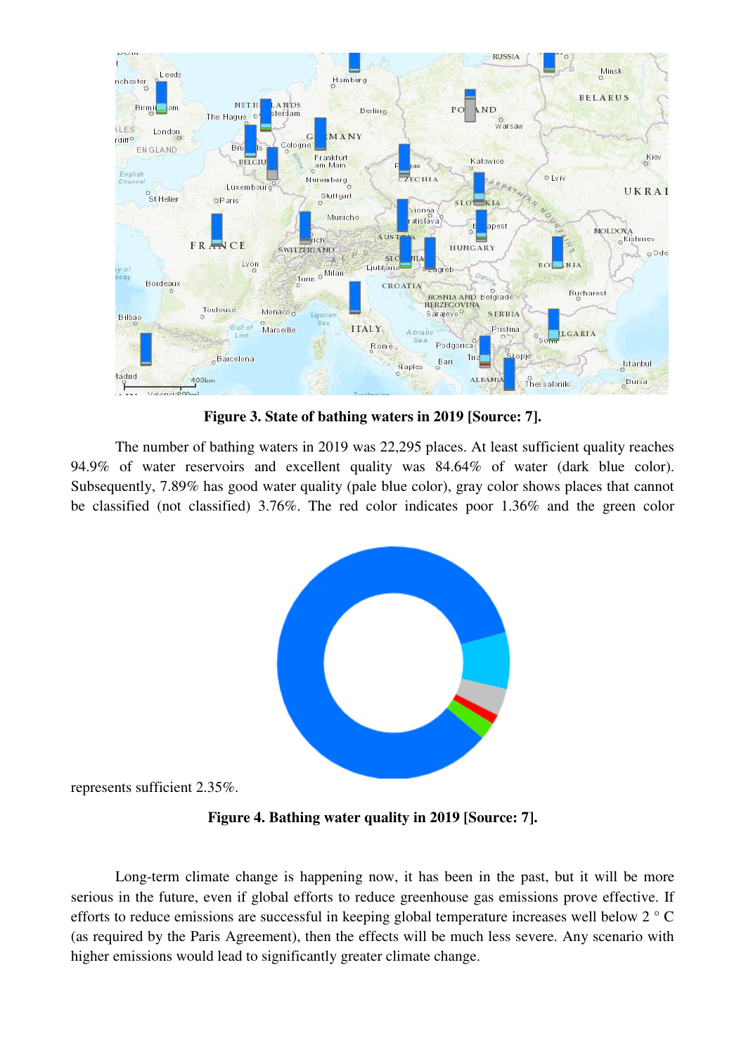**Figure 3. State of bathing waters in 2019 [Source: 7].**

The number of bathing waters in 2019 was 22,295 places. At least sufficient quality reaches 94.9% of water reservoirs and excellent quality was 84.64% of water (dark blue color). Subsequently, 7.89% has good water quality (pale blue color), gray color shows places that cannot be classified (not classified) 3.76%. The red color indicates poor 1.36% and the green color represents sufficient 2.35%.

**Figure 4. Bathing water quality in 2019 [Source: 7].**

Long-term climate change is happening now, it has been in the past, but it will be more serious in the future, even if global efforts to reduce greenhouse gas emissions prove effective. If efforts to reduce emissions are successful in keeping global temperature increases well below 2 ° C (as required by the Paris Agreement), then the effects will be much less severe. Any scenario with higher emissions would lead to significantly greater climate change.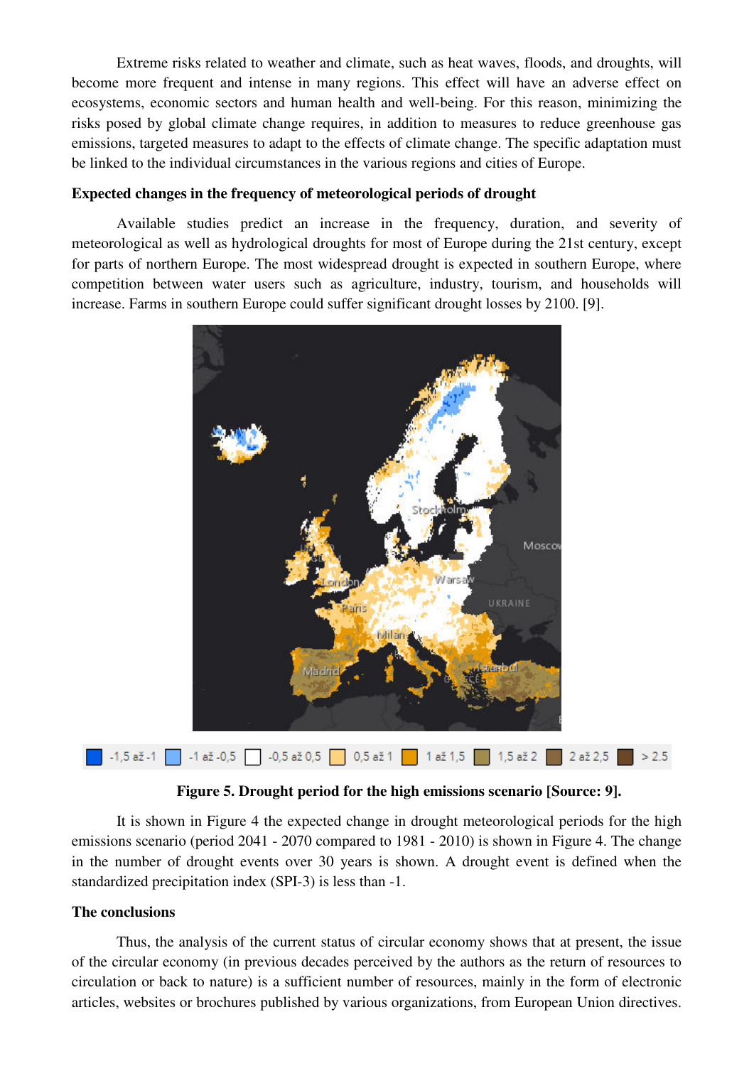Extreme risks related to weather and climate, such as heat waves, floods, and droughts, will become more frequent and intense in many regions. This effect will have an adverse effect on ecosystems, economic sectors and human health and well-being. For this reason, minimizing the risks posed by global climate change requires, in addition to measures to reduce greenhouse gas emissions, targeted measures to adapt to the effects of climate change. The specific adaptation must be linked to the individual circumstances in the various regions and cities of Europe.

**Expected changes in the frequency of meteorological periods of drought**

Available studies predict an increase in the frequency, duration, and severity of meteorological as well as hydrological droughts for most of Europe during the 21st century, except for parts of northern Europe. The most widespread drought is expected in southern Europe, where competition between water users such as agriculture, industry, tourism, and households will increase. Farms in southern Europe could suffer significant drought losses by 2100. [9].

**Figure 5. Drought period for the high emissions scenario [Source: 9].**

It is shown in Figure 4 the expected change in drought meteorological periods for the high emissions scenario (period 2041 - 2070 compared to 1981 - 2010) is shown in Figure 4. The change in the number of drought events over 30 years is shown. A drought event is defined when the standardized precipitation index (SPI-3) is less than -1.

**The conclusions**

Thus, the analysis of the current status of circular economy shows that at present, the issue of the circular economy (in previous decades perceived by the authors as the return of resources to circulation or back to nature) is a sufficient number of resources, mainly in the form of electronic articles, websites or brochures published by various organizations, from European Union directives.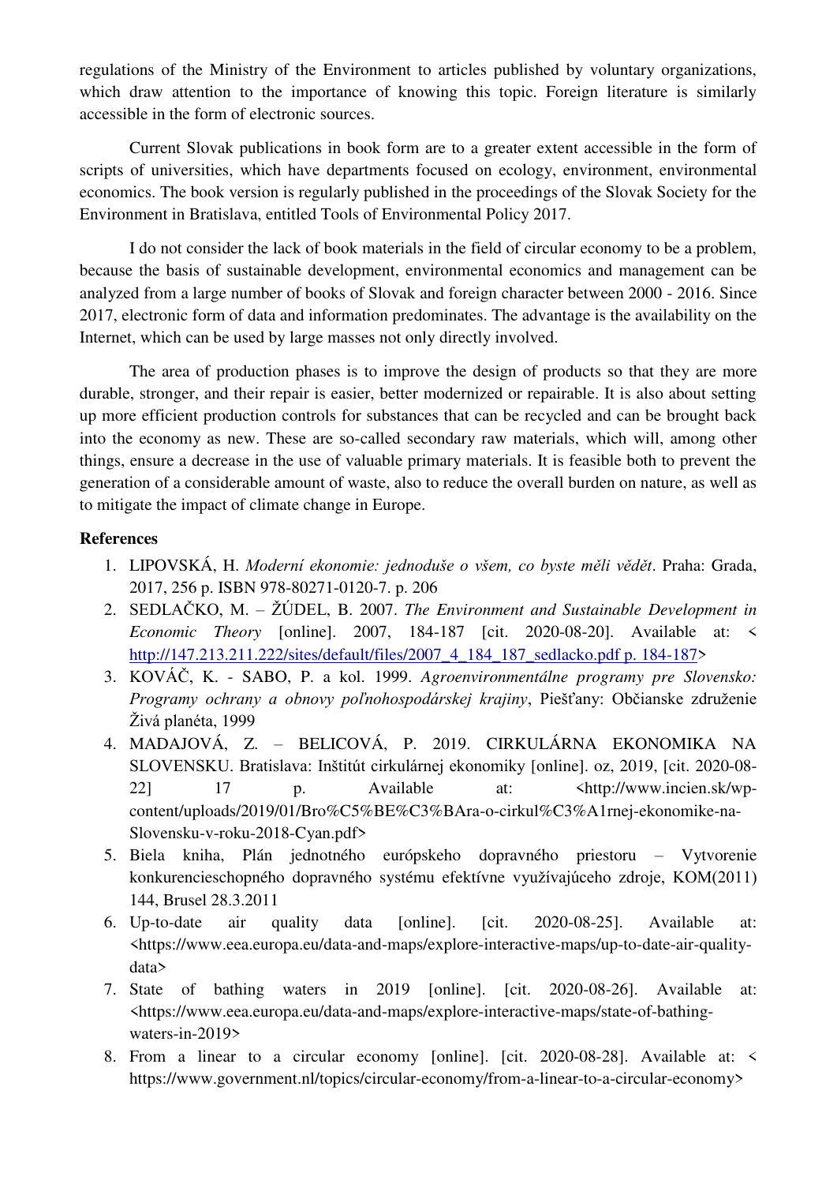regulations of the Ministry of the Environment to articles published by voluntary organizations, which draw attention to the importance of knowing this topic. Foreign literature is similarly accessible in the form of electronic sources.

Current Slovak publications in book form are to a greater extent accessible in the form of scripts of universities, which have departments focused on ecology, environment, environmental economics. The book version is regularly published in the proceedings of the Slovak Society for the Environment in Bratislava, entitled Tools of Environmental Policy 2017.

I do not consider the lack of book materials in the field of circular economy to be a problem, because the basis of sustainable development, environmental economics and management can be analyzed from a large number of books of Slovak and foreign character between 2000 - 2016. Since 2017, electronic form of data and information predominates. The advantage is the availability on the Internet, which can be used by large masses not only directly involved.

The area of production phases is to improve the design of products so that they are more durable, stronger, and their repair is easier, better modernized or repairable. It is also about setting up more efficient production controls for substances that can be recycled and can be brought back into the economy as new. These are so-called secondary raw materials, which will, among other things, ensure a decrease in the use of valuable primary materials. It is feasible both to prevent the generation of a considerable amount of waste, also to reduce the overall burden on nature, as well as to mitigate the impact of climate change in Europe.

**References**

1. LIPOVSKÁ, H. *Moderní ekonomie: jednoduše o všem, co byste měli vědět*. Praha: Grada, 2017, 256 p. ISBN 978-80271-0120-7. p. 206
2. SEDLAČKO, M. – ŽÚDEL, B. 2007. *The Environment and Sustainable Development in Economic Theory* [online]. 2007, 184-187 [cit. 2020-08-20]. Available at: < http://147.213.211.222/sites/default/files/2007_4_184_187_sedlacko.pdf p. 184-187>
3. KOVÁČ, K. - SABO, P. a kol. 1999. *Agroenvironmentálne programy pre Slovensko: Programy ochrany a obnovy poľnohospodárskej krajiny*, Piešťany: Občianske združenie Živá planéta, 1999
4. MADAJOVÁ, Z. – BELICOVÁ, P. 2019. CIRKULÁRNA EKONOMIKA NA SLOVENSKU. Bratislava: Inštitút cirkulárnej ekonomiky [online]. oz, 2019, [cit. 2020-08-22] 17 p. Available at: <http://www.incien.sk/wp-content/uploads/2019/01/Bro%C5%BE%C3%BAra-o-cirkul%C3%A1rnej-ekonomike-na-Slovensku-v-roku-2018-Cyan.pdf>
5. Biela kniha, Plán jednotného európskeho dopravného priestoru – Vytvorenie konkurencieschopného dopravného systému efektívne využívajúceho zdroje, KOM(2011) 144, Brusel 28.3.2011
6. Up-to-date air quality data [online]. [cit. 2020-08-25]. Available at: <https://www.eea.europa.eu/data-and-maps/explore-interactive-maps/up-to-date-air-quality-data>
7. State of bathing waters in 2019 [online]. [cit. 2020-08-26]. Available at: <https://www.eea.europa.eu/data-and-maps/explore-interactive-maps/state-of-bathing-waters-in-2019>
8. From a linear to a circular economy [online]. [cit. 2020-08-28]. Available at: < https://www.government.nl/topics/circular-economy/from-a-linear-to-a-circular-economy>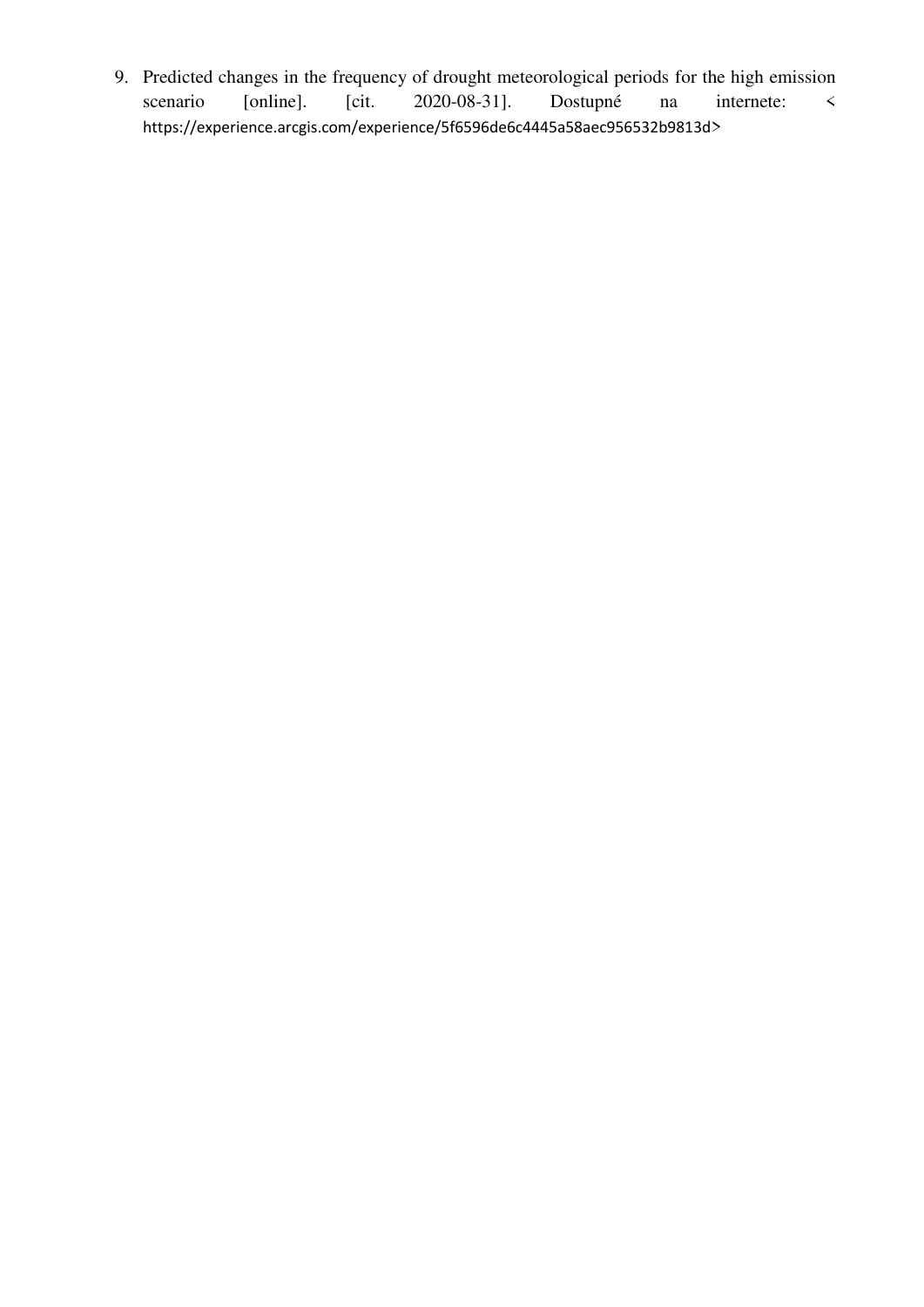9. Predicted changes in the frequency of drought meteorological periods for the high emission scenario [online]. [cit. 2020-08-31]. Dostupné na internete: < https://experience.arcgis.com/experience/5f6596de6c4445a58aec956532b9813d>